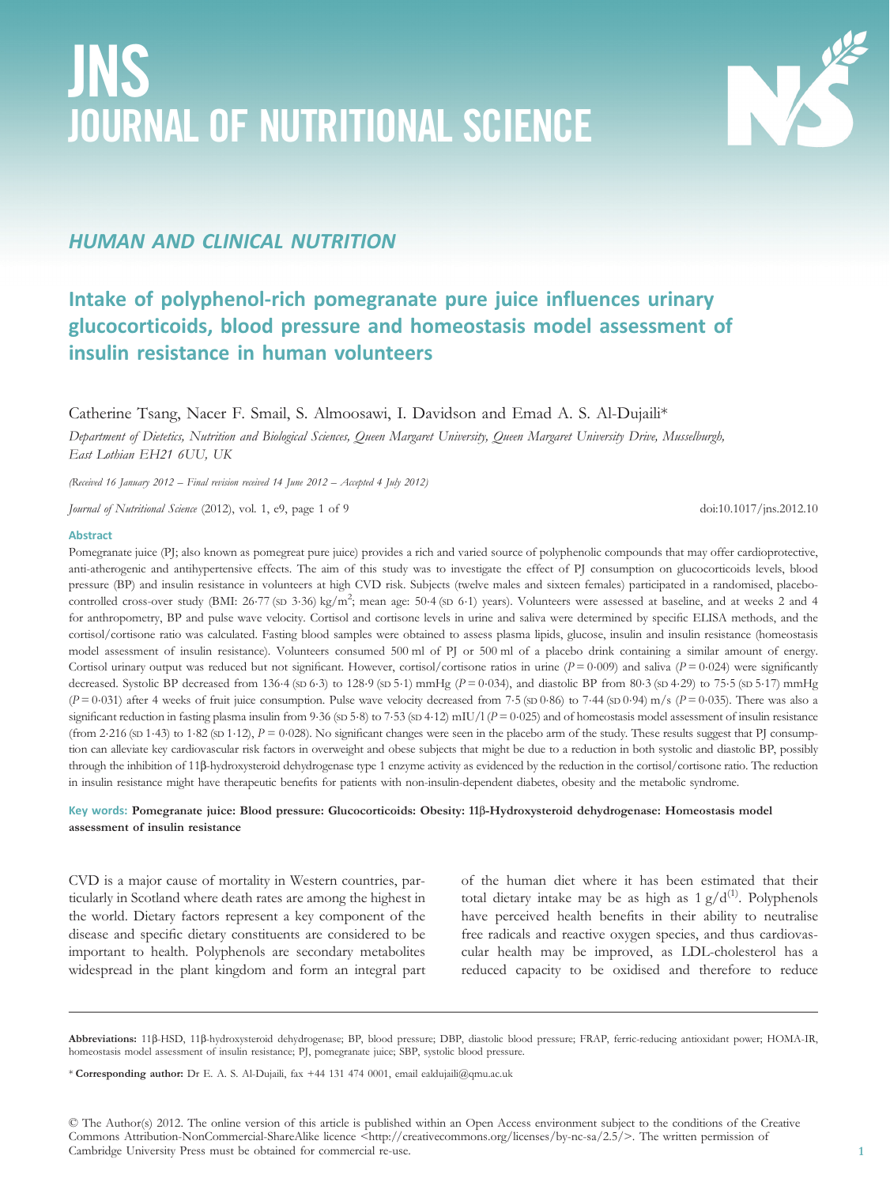# JNS JOURNAL OF NUTRITIONAL SCIENCE

## HUMAN AND CLINICAL NUTRITION

# Intake of polyphenol-rich pomegranate pure juice influences urinary glucocorticoids, blood pressure and homeostasis model assessment of insulin resistance in human volunteers

Catherine Tsang, Nacer F. Smail, S. Almoosawi, I. Davidson and Emad A. S. Al-Dujaili*

*Department of Dietetics, Nutrition and Biological Sciences, Queen Margaret University, Queen Margaret University Drive, Musselburgh, East Lothian EH21 6UU, UK*

*(Received 16 January 2012 – Final revision received 14 June 2012 – Accepted 4 July 2012)*

*Journal of Nutritional Science* (2012), vol. 1, e9, page 1 of 9 doi:10.1017/jns.2012.10

### Abstract

Pomegranate juice (PJ; also known as pomegreat pure juice) provides a rich and varied source of polyphenolic compounds that may offer cardioprotective, anti-atherogenic and antihypertensive effects. The aim of this study was to investigate the effect of PJ consumption on glucocorticoids levels, blood pressure (BP) and insulin resistance in volunteers at high CVD risk. Subjects (twelve males and sixteen females) participated in a randomised, placebo-controlled cross-over study (BMI: 26·77 (SD 3·36) kg/m$^2$; mean age: 50·4 (SD 6·1) years). Volunteers were assessed at baseline, and at weeks 2 and 4 for anthropometry, BP and pulse wave velocity. Cortisol and cortisone levels in urine and saliva were determined by specific ELISA methods, and the cortisol/cortisone ratio was calculated. Fasting blood samples were obtained to assess plasma lipids, glucose, insulin and insulin resistance (homeostasis model assessment of insulin resistance). Volunteers consumed 500 ml of PJ or 500 ml of a placebo drink containing a similar amount of energy. Cortisol urinary output was reduced but not significant. However, cortisol/cortisone ratios in urine ($P = 0·009$) and saliva ($P = 0·024$) were significantly decreased. Systolic BP decreased from 136·4 (SD 6·3) to 128·9 (SD 5·1) mmHg ($P = 0·034$), and diastolic BP from 80·3 (SD 4·29) to 75·5 (SD 5·17) mmHg ($P = 0·031$) after 4 weeks of fruit juice consumption. Pulse wave velocity decreased from 7·5 (SD 0·86) to 7·44 (SD 0·94) m/s ($P = 0·035$). There was also a significant reduction in fasting plasma insulin from 9·36 (SD 5·8) to 7·53 (SD 4·12) mIU/l ($P = 0·025$) and of homeostasis model assessment of insulin resistance (from 2·216 (SD 1·43) to 1·82 (SD 1·12), $P = 0·028$). No significant changes were seen in the placebo arm of the study. These results suggest that PJ consumption can alleviate key cardiovascular risk factors in overweight and obese subjects that might be due to a reduction in both systolic and diastolic BP, possibly through the inhibition of 11β-hydroxysteroid dehydrogenase type 1 enzyme activity as evidenced by the reduction in the cortisol/cortisone ratio. The reduction in insulin resistance might have therapeutic benefits for patients with non-insulin-dependent diabetes, obesity and the metabolic syndrome.

**Key words: Pomegranate juice: Blood pressure: Glucocorticoids: Obesity: 11β-Hydroxysteroid dehydrogenase: Homeostasis model assessment of insulin resistance**

CVD is a major cause of mortality in Western countries, particularly in Scotland where death rates are among the highest in the world. Dietary factors represent a key component of the disease and specific dietary constituents are considered to be important to health. Polyphenols are secondary metabolites widespread in the plant kingdom and form an integral part of the human diet where it has been estimated that their total dietary intake may be as high as 1 g/d[1]. Polyphenols have perceived health benefits in their ability to neutralise free radicals and reactive oxygen species, and thus cardiovascular health may be improved, as LDL-cholesterol has a reduced capacity to be oxidised and therefore to reduce

---

**Abbreviations:** 11β-HSD, 11β-hydroxysteroid dehydrogenase; BP, blood pressure; DBP, diastolic blood pressure; FRAP, ferric-reducing antioxidant power; HOMA-IR, homeostasis model assessment of insulin resistance; PJ, pomegranate juice; SBP, systolic blood pressure.

* **Corresponding author:** Dr E. A. S. Al-Dujaili, fax +44 131 474 0001, email ealdujaili@qmu.ac.uk

© The Author(s) 2012. The online version of this article is published within an Open Access environment subject to the conditions of the Creative Commons Attribution-NonCommercial-ShareAlike licence <http://creativecommons.org/licenses/by-nc-sa/2.5/>. The written permission of Cambridge University Press must be obtained for commercial re-use.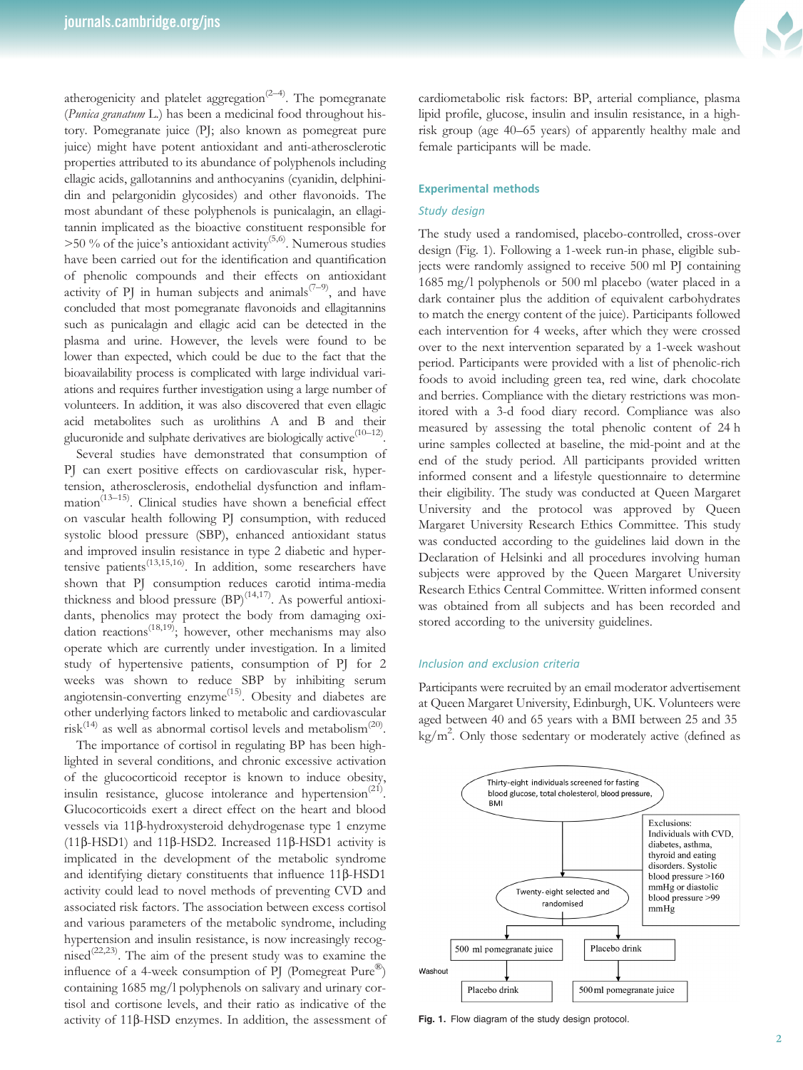atherogenicity and platelet aggregation[2–4]. The pomegranate (*Punica granatum* L.) has been a medicinal food throughout history. Pomegranate juice (PJ; also known as pomegreat pure juice) might have potent antioxidant and anti-atherosclerotic properties attributed to its abundance of polyphenols including ellagic acids, gallotannins and anthocyanins (cyanidin, delphinidin and pelargonidin glycosides) and other flavonoids. The most abundant of these polyphenols is punicalagin, an ellagitannin implicated as the bioactive constituent responsible for >50 % of the juice's antioxidant activity[5,6]. Numerous studies have been carried out for the identification and quantification of phenolic compounds and their effects on antioxidant activity of PJ in human subjects and animals[7–9], and have concluded that most pomegranate flavonoids and ellagitannins such as punicalagin and ellagic acid can be detected in the plasma and urine. However, the levels were found to be lower than expected, which could be due to the fact that the bioavailability process is complicated with large individual variations and requires further investigation using a large number of volunteers. In addition, it was also discovered that even ellagic acid metabolites such as urolithins A and B and their glucuronide and sulphate derivatives are biologically active[10–12].

Several studies have demonstrated that consumption of PJ can exert positive effects on cardiovascular risk, hypertension, atherosclerosis, endothelial dysfunction and inflammation[13–15]. Clinical studies have shown a beneficial effect on vascular health following PJ consumption, with reduced systolic blood pressure (SBP), enhanced antioxidant status and improved insulin resistance in type 2 diabetic and hypertensive patients[13,15,16]. In addition, some researchers have shown that PJ consumption reduces carotid intima-media thickness and blood pressure (BP)[14,17]. As powerful antioxidants, phenolics may protect the body from damaging oxidation reactions[18,19]; however, other mechanisms may also operate which are currently under investigation. In a limited study of hypertensive patients, consumption of PJ for 2 weeks was shown to reduce SBP by inhibiting serum angiotensin-converting enzyme[15]. Obesity and diabetes are other underlying factors linked to metabolic and cardiovascular risk[14] as well as abnormal cortisol levels and metabolism[20].

The importance of cortisol in regulating BP has been highlighted in several conditions, and chronic excessive activation of the glucocorticoid receptor is known to induce obesity, insulin resistance, glucose intolerance and hypertension[21]. Glucocorticoids exert a direct effect on the heart and blood vessels via 11β-hydroxysteroid dehydrogenase type 1 enzyme (11β-HSD1) and 11β-HSD2. Increased 11β-HSD1 activity is implicated in the development of the metabolic syndrome and identifying dietary constituents that influence 11β-HSD1 activity could lead to novel methods of preventing CVD and associated risk factors. The association between excess cortisol and various parameters of the metabolic syndrome, including hypertension and insulin resistance, is now increasingly recognised[22,23]. The aim of the present study was to examine the influence of a 4-week consumption of PJ (Pomegreat Pure®) containing 1685 mg/l polyphenols on salivary and urinary cortisol and cortisone levels, and their ratio as indicative of the activity of 11β-HSD enzymes. In addition, the assessment of cardiometabolic risk factors: BP, arterial compliance, plasma lipid profile, glucose, insulin and insulin resistance, in a high-risk group (age 40–65 years) of apparently healthy male and female participants will be made.

## Experimental methods

### *Study design*

The study used a randomised, placebo-controlled, cross-over design (Fig. 1). Following a 1-week run-in phase, eligible subjects were randomly assigned to receive 500 ml PJ containing 1685 mg/l polyphenols or 500 ml placebo (water placed in a dark container plus the addition of equivalent carbohydrates to match the energy content of the juice). Participants followed each intervention for 4 weeks, after which they were crossed over to the next intervention separated by a 1-week washout period. Participants were provided with a list of phenolic-rich foods to avoid including green tea, red wine, dark chocolate and berries. Compliance with the dietary restrictions was monitored with a 3-d food diary record. Compliance was also measured by assessing the total phenolic content of 24 h urine samples collected at baseline, the mid-point and at the end of the study period. All participants provided written informed consent and a lifestyle questionnaire to determine their eligibility. The study was conducted at Queen Margaret University and the protocol was approved by Queen Margaret University Research Ethics Committee. This study was conducted according to the guidelines laid down in the Declaration of Helsinki and all procedures involving human subjects were approved by the Queen Margaret University Research Ethics Central Committee. Written informed consent was obtained from all subjects and has been recorded and stored according to the university guidelines.

### *Inclusion and exclusion criteria*

Participants were recruited by an email moderator advertisement at Queen Margaret University, Edinburgh, UK. Volunteers were aged between 40 and 65 years with a BMI between 25 and 35 kg/m². Only those sedentary or moderately active (defined as

Thirty-eight individuals screened for fasting blood glucose, total cholesterol, blood pressure, BMI

Exclusions: Individuals with CVD, diabetes, asthma, thyroid and eating disorders. Systolic blood pressure >160 mmHg or diastolic blood pressure >99 mmHg

Twenty-eight selected and randomised

500 ml pomegranate juice | Placebo drink

Washout

Placebo drink | 500 ml pomegranate juice

**Fig. 1.** Flow diagram of the study design protocol.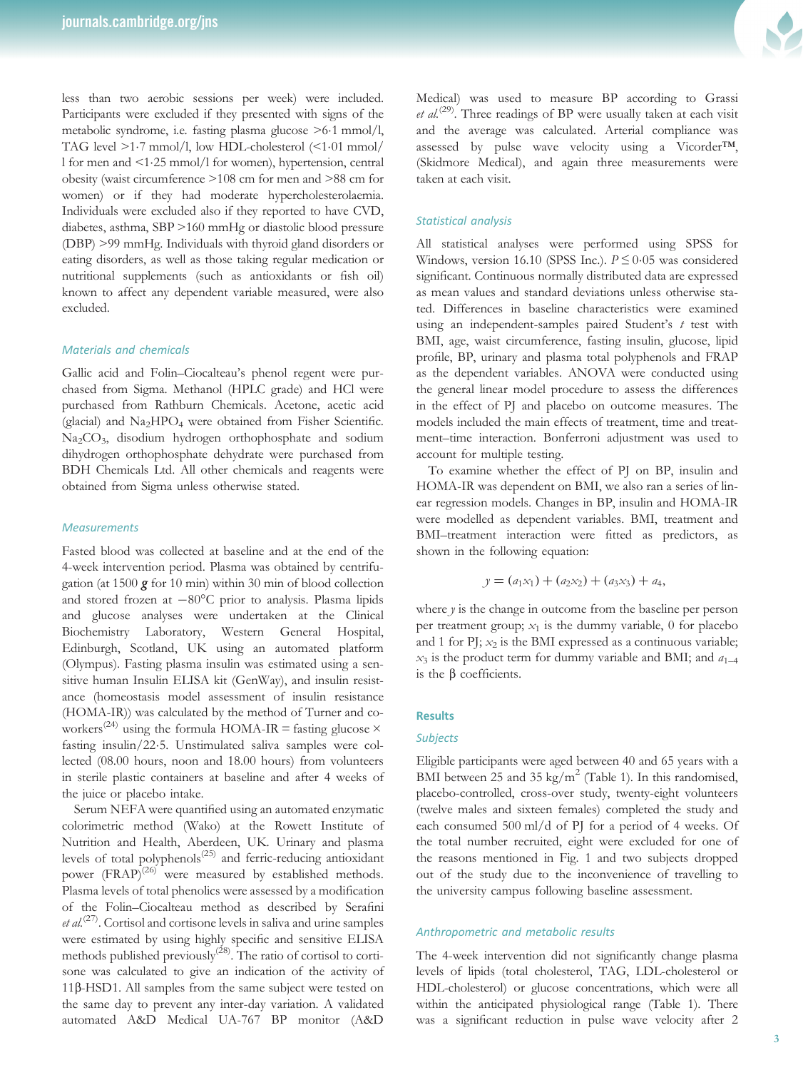less than two aerobic sessions per week) were included. Participants were excluded if they presented with signs of the metabolic syndrome, i.e. fasting plasma glucose >6·1 mmol/l, TAG level >1·7 mmol/l, low HDL-cholesterol (<1·01 mmol/l for men and <1·25 mmol/l for women), hypertension, central obesity (waist circumference >108 cm for men and >88 cm for women) or if they had moderate hypercholesterolaemia. Individuals were excluded also if they reported to have CVD, diabetes, asthma, SBP >160 mmHg or diastolic blood pressure (DBP) >99 mmHg. Individuals with thyroid gland disorders or eating disorders, as well as those taking regular medication or nutritional supplements (such as antioxidants or fish oil) known to affect any dependent variable measured, were also excluded.

### Materials and chemicals

Gallic acid and Folin–Ciocalteau's phenol regent were purchased from Sigma. Methanol (HPLC grade) and HCl were purchased from Rathburn Chemicals. Acetone, acetic acid (glacial) and $Na_2HPO_4$ were obtained from Fisher Scientific. $Na_2CO_3$, disodium hydrogen orthophosphate and sodium dihydrogen orthophosphate dehydrate were purchased from BDH Chemicals Ltd. All other chemicals and reagents were obtained from Sigma unless otherwise stated.

### Measurements

Fasted blood was collected at baseline and at the end of the 4-week intervention period. Plasma was obtained by centrifugation (at 1500 ***g*** for 10 min) within 30 min of blood collection and stored frozen at −80°C prior to analysis. Plasma lipids and glucose analyses were undertaken at the Clinical Biochemistry Laboratory, Western General Hospital, Edinburgh, Scotland, UK using an automated platform (Olympus). Fasting plasma insulin was estimated using a sensitive human Insulin ELISA kit (GenWay), and insulin resistance (homeostasis model assessment of insulin resistance (HOMA-IR)) was calculated by the method of Turner and co-workers[24] using the formula HOMA-IR = fasting glucose × fasting insulin/22·5. Unstimulated saliva samples were collected (08.00 hours, noon and 18.00 hours) from volunteers in sterile plastic containers at baseline and after 4 weeks of the juice or placebo intake.

Serum NEFA were quantified using an automated enzymatic colorimetric method (Wako) at the Rowett Institute of Nutrition and Health, Aberdeen, UK. Urinary and plasma levels of total polyphenols[25] and ferric-reducing antioxidant power (FRAP)[26] were measured by established methods. Plasma levels of total phenolics were assessed by a modification of the Folin–Ciocalteau method as described by Serafini *et al.*[27]. Cortisol and cortisone levels in saliva and urine samples were estimated by using highly specific and sensitive ELISA methods published previously[28]. The ratio of cortisol to cortisone was calculated to give an indication of the activity of 11β-HSD1. All samples from the same subject were tested on the same day to prevent any inter-day variation. A validated automated A&D Medical UA-767 BP monitor (A&D Medical) was used to measure BP according to Grassi *et al.*[29]. Three readings of BP were usually taken at each visit and the average was calculated. Arterial compliance was assessed by pulse wave velocity using a Vicorder™, (Skidmore Medical), and again three measurements were taken at each visit.

### Statistical analysis

All statistical analyses were performed using SPSS for Windows, version 16.10 (SPSS Inc.). $P \leq 0·05$ was considered significant. Continuous normally distributed data are expressed as mean values and standard deviations unless otherwise stated. Differences in baseline characteristics were examined using an independent-samples paired Student's *t* test with BMI, age, waist circumference, fasting insulin, glucose, lipid profile, BP, urinary and plasma total polyphenols and FRAP as the dependent variables. ANOVA were conducted using the general linear model procedure to assess the differences in the effect of PJ and placebo on outcome measures. The models included the main effects of treatment, time and treatment–time interaction. Bonferroni adjustment was used to account for multiple testing.

To examine whether the effect of PJ on BP, insulin and HOMA-IR was dependent on BMI, we also ran a series of linear regression models. Changes in BP, insulin and HOMA-IR were modelled as dependent variables. BMI, treatment and BMI–treatment interaction were fitted as predictors, as shown in the following equation:

$$y = (a_1x_1) + (a_2x_2) + (a_3x_3) + a_4,$$

where $y$ is the change in outcome from the baseline per person per treatment group; $x_1$ is the dummy variable, 0 for placebo and 1 for PJ; $x_2$ is the BMI expressed as a continuous variable; $x_3$ is the product term for dummy variable and BMI; and $a_{1–4}$ is the β coefficients.

## Results

### Subjects

Eligible participants were aged between 40 and 65 years with a BMI between 25 and 35 kg/m$^2$ (Table 1). In this randomised, placebo-controlled, cross-over study, twenty-eight volunteers (twelve males and sixteen females) completed the study and each consumed 500 ml/d of PJ for a period of 4 weeks. Of the total number recruited, eight were excluded for one of the reasons mentioned in Fig. 1 and two subjects dropped out of the study due to the inconvenience of travelling to the university campus following baseline assessment.

### Anthropometric and metabolic results

The 4-week intervention did not significantly change plasma levels of lipids (total cholesterol, TAG, LDL-cholesterol or HDL-cholesterol) or glucose concentrations, which were all within the anticipated physiological range (Table 1). There was a significant reduction in pulse wave velocity after 2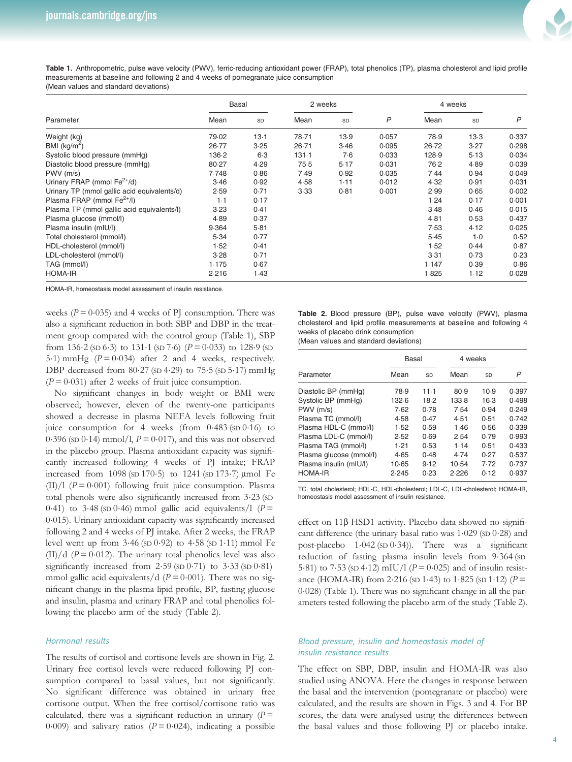**Table 1.** Anthropometric, pulse wave velocity (PWV), ferric-reducing antioxidant power (FRAP), total phenolics (TP), plasma cholesterol and lipid profile measurements at baseline and following 2 and 4 weeks of pomegranate juice consumption
(Mean values and standard deviations)

| Parameter | Basal | | 2 weeks | | | 4 weeks | | |
|---|---|---|---|---|---|---|---|---|
| | Mean | SD | Mean | SD | *P* | Mean | SD | *P* |
| Weight (kg) | 79·02 | 13·1 | 78·71 | 13·9 | 0·057 | 78·9 | 13·3 | 0·337 |
| BMI (kg/m$^2$) | 26·77 | 3·25 | 26·71 | 3·46 | 0·095 | 26·72 | 3·27 | 0·298 |
| Systolic blood pressure (mmHg) | 136·2 | 6·3 | 131·1 | 7·6 | 0·033 | 128·9 | 5·13 | 0·034 |
| Diastolic blood pressure (mmHg) | 80·27 | 4·29 | 75·5 | 5·17 | 0·031 | 76·2 | 4·89 | 0·039 |
| PWV (m/s) | 7·748 | 0·86 | 7·49 | 0·92 | 0·035 | 7·44 | 0·94 | 0·049 |
| Urinary FRAP (mmol $Fe^{2+}$/d) | 3·46 | 0·92 | 4·58 | 1·11 | 0·012 | 4·32 | 0·91 | 0·031 |
| Urinary TP (mmol gallic acid equivalents/d) | 2·59 | 0·71 | 3·33 | 0·81 | 0·001 | 2·99 | 0·65 | 0·002 |
| Plasma FRAP (mmol $Fe^{2+}$/l) | 1·1 | 0·17 | | | | 1·24 | 0·17 | 0·001 |
| Plasma TP (mmol gallic acid equivalents/l) | 3·23 | 0·41 | | | | 3·48 | 0·46 | 0·015 |
| Plasma glucose (mmol/l) | 4·89 | 0·37 | | | | 4·81 | 0·53 | 0·437 |
| Plasma insulin (mIU/l) | 9·364 | 5·81 | | | | 7·53 | 4·12 | 0·025 |
| Total cholesterol (mmol/l) | 5·34 | 0·77 | | | | 5·45 | 1·0 | 0·52 |
| HDL-cholesterol (mmol/l) | 1·52 | 0·41 | | | | 1·52 | 0·44 | 0·87 |
| LDL-cholesterol (mmol/l) | 3·28 | 0·71 | | | | 3·31 | 0·73 | 0·23 |
| TAG (mmol/l) | 1·175 | 0·67 | | | | 1·147 | 0·39 | 0·86 |
| HOMA-IR | 2·216 | 1·43 | | | | 1·825 | 1·12 | 0·028 |

HOMA-IR, homeostasis model assessment of insulin resistance.

weeks ($P = 0·035$) and 4 weeks of PJ consumption. There was also a significant reduction in both SBP and DBP in the treatment group compared with the control group (Table 1), SBP from 136·2 (SD 6·3) to 131·1 (SD 7·6) ($P = 0·033$) to 128·9 (SD 5·1) mmHg ($P = 0·034$) after 2 and 4 weeks, respectively. DBP decreased from 80·27 (SD 4·29) to 75·5 (SD 5·17) mmHg ($P = 0·031$) after 2 weeks of fruit juice consumption.

No significant changes in body weight or BMI were observed; however, eleven of the twenty-one participants showed a decrease in plasma NEFA levels following fruit juice consumption for 4 weeks (from 0·483 (SD 0·16) to 0·396 (SD 0·14) mmol/l, $P = 0·017$), and this was not observed in the placebo group. Plasma antioxidant capacity was significantly increased following 4 weeks of PJ intake; FRAP increased from 1098 (SD 170·5) to 1241 (SD 173·7) μmol Fe (II)/l ($P = 0·001$) following fruit juice consumption. Plasma total phenols were also significantly increased from 3·23 (SD 0·41) to 3·48 (SD 0·46) mmol gallic acid equivalents/l ($P = 0·015$). Urinary antioxidant capacity was significantly increased following 2 and 4 weeks of PJ intake. After 2 weeks, the FRAP level went up from 3·46 (SD 0·92) to 4·58 (SD 1·11) mmol Fe (II)/d ($P = 0·012$). The urinary total phenolics level was also significantly increased from 2·59 (SD 0·71) to 3·33 (SD 0·81) mmol gallic acid equivalents/d ($P = 0·001$). There was no significant change in the plasma lipid profile, BP, fasting glucose and insulin, plasma and urinary FRAP and total phenolics following the placebo arm of the study (Table 2).

### *Hormonal results*

The results of cortisol and cortisone levels are shown in Fig. 2. Urinary free cortisol levels were reduced following PJ consumption compared to basal values, but not significantly. No significant difference was obtained in urinary free cortisone output. When the free cortisol/cortisone ratio was calculated, there was a significant reduction in urinary ($P = 0·009$) and salivary ratios ($P = 0·024$), indicating a possible effect on 11β-HSD1 activity. Placebo data showed no significant difference (the urinary basal ratio was 1·029 (SD 0·28) and post-placebo 1·042 (SD 0·34)). There was a significant reduction of fasting plasma insulin levels from 9·364 (SD 5·81) to 7·53 (SD 4·12) mIU/l ($P = 0·025$) and of insulin resistance (HOMA-IR) from 2·216 (SD 1·43) to 1·825 (SD 1·12) ($P = 0·028$) (Table 1). There was no significant change in all the parameters tested following the placebo arm of the study (Table 2).

**Table 2.** Blood pressure (BP), pulse wave velocity (PWV), plasma cholesterol and lipid profile measurements at baseline and following 4 weeks of placebo drink consumption
(Mean values and standard deviations)

| Parameter | Basal | | 4 weeks | | |
|---|---|---|---|---|---|
| | Mean | SD | Mean | SD | *P* |
| Diastolic BP (mmHg) | 78·9 | 11·1 | 80·9 | 10·9 | 0·397 |
| Systolic BP (mmHg) | 132·6 | 18·2 | 133·8 | 16·3 | 0·498 |
| PWV (m/s) | 7·62 | 0·78 | 7·54 | 0·94 | 0·249 |
| Plasma TC (mmol/l) | 4·58 | 0·47 | 4·51 | 0·51 | 0·742 |
| Plasma HDL-C (mmol/l) | 1·52 | 0·59 | 1·46 | 0·56 | 0·339 |
| Plasma LDL-C (mmol/l) | 2·52 | 0·69 | 2·54 | 0·79 | 0·993 |
| Plasma TAG (mmol/l) | 1·21 | 0·53 | 1·14 | 0·51 | 0·433 |
| Plasma glucose (mmol/l) | 4·65 | 0·48 | 4·74 | 0·27 | 0·537 |
| Plasma insulin (mIU/l) | 10·65 | 9·12 | 10·54 | 7·72 | 0·737 |
| HOMA-IR | 2·245 | 0·23 | 2·226 | 0·12 | 0·937 |

TC, total cholesterol; HDL-C, HDL-cholesterol; LDL-C, LDL-cholesterol; HOMA-IR, homeostasis model assessment of insulin resistance.

### *Blood pressure, insulin and homeostasis model of insulin resistance results*

The effect on SBP, DBP, insulin and HOMA-IR was also studied using ANOVA. Here the changes in response between the basal and the intervention (pomegranate or placebo) were calculated, and the results are shown in Figs. 3 and 4. For BP scores, the data were analysed using the differences between the basal values and those following PJ or placebo intake.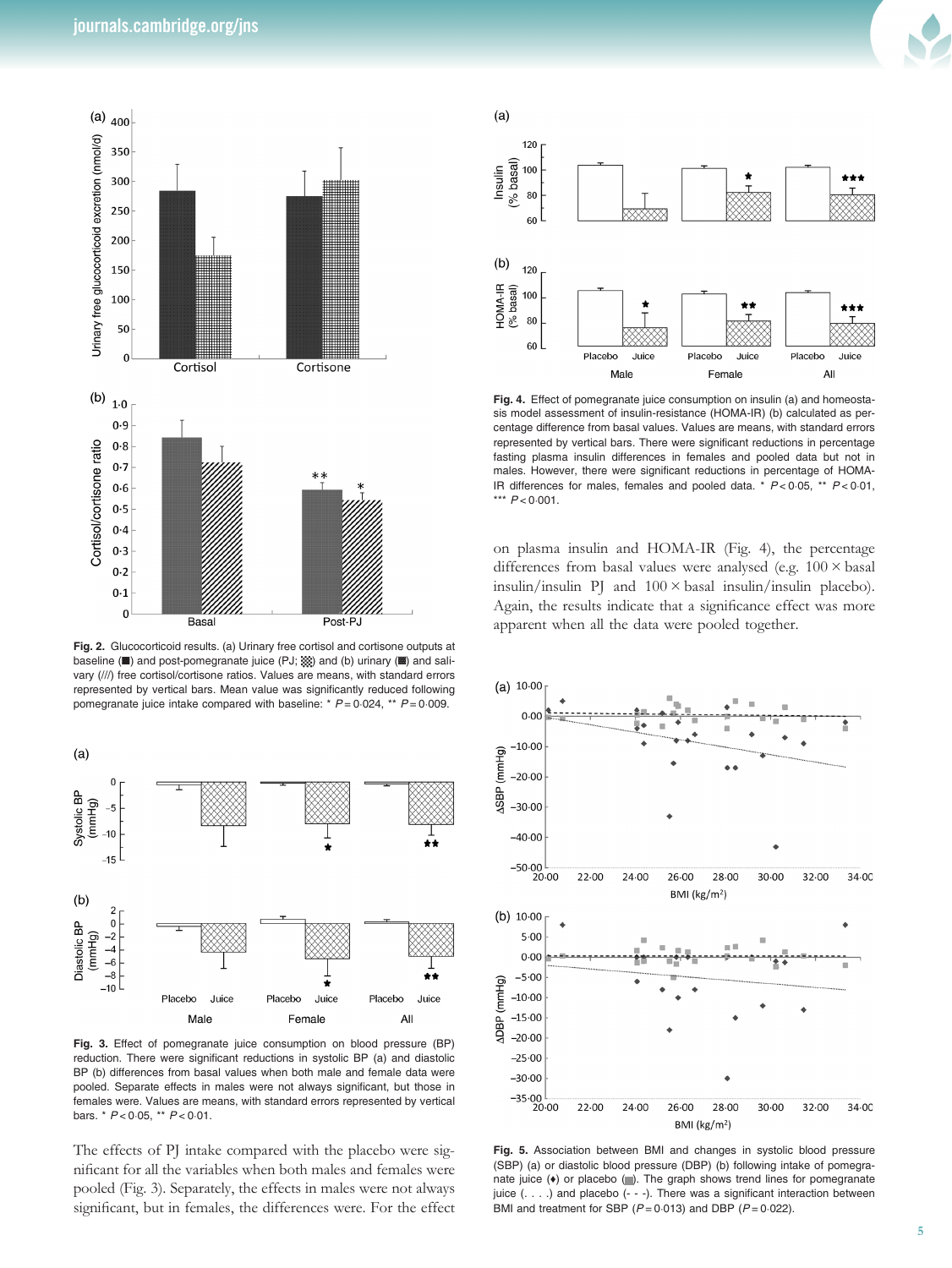Fig. 2. Glucocorticoid results. (a) Urinary free cortisol and cortisone outputs at baseline (■) and post-pomegranate juice (PJ; ▩) and (b) urinary (■) and salivary (///) free cortisol/cortisone ratios. Values are means, with standard errors represented by vertical bars. Mean value was significantly reduced following pomegranate juice intake compared with baseline: * $P = 0.024$, ** $P = 0.009$.

Fig. 3. Effect of pomegranate juice consumption on blood pressure (BP) reduction. There were significant reductions in systolic BP (a) and diastolic BP (b) differences from basal values when both male and female data were pooled. Separate effects in males were not always significant, but those in females were. Values are means, with standard errors represented by vertical bars. * $P < 0.05$, ** $P < 0.01$.

The effects of PJ intake compared with the placebo were significant for all the variables when both males and females were pooled (Fig. 3). Separately, the effects in males were not always significant, but in females, the differences were. For the effect on plasma insulin and HOMA-IR (Fig. 4), the percentage differences from basal values were analysed (e.g. $100 \times$ basal insulin/insulin PJ and $100 \times$ basal insulin/insulin placebo). Again, the results indicate that a significance effect was more apparent when all the data were pooled together.

Fig. 4. Effect of pomegranate juice consumption on insulin (a) and homeostasis model assessment of insulin-resistance (HOMA-IR) (b) calculated as percentage difference from basal values. Values are means, with standard errors represented by vertical bars. There were significant reductions in percentage fasting plasma insulin differences in females and pooled data but not in males. However, there were significant reductions in percentage of HOMA-IR differences for males, females and pooled data. * $P < 0.05$, ** $P < 0.01$, *** $P < 0.001$.

Fig. 5. Association between BMI and changes in systolic blood pressure (SBP) (a) or diastolic blood pressure (DBP) (b) following intake of pomegranate juice (♦) or placebo (■). The graph shows trend lines for pomegranate juice (. . . .) and placebo (- - -). There was a significant interaction between BMI and treatment for SBP ($P = 0.013$) and DBP ($P = 0.022$).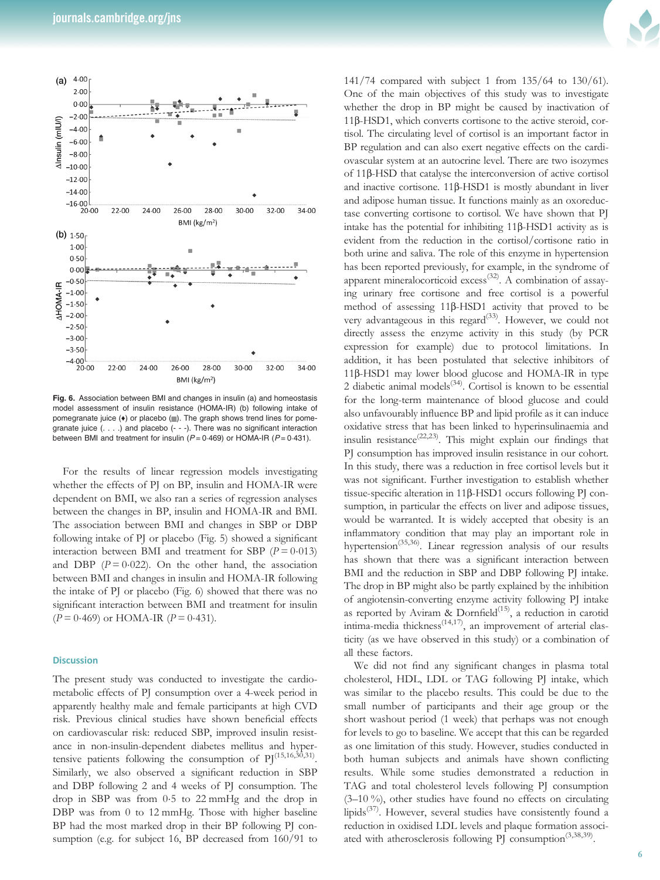Fig. 6. Association between BMI and changes in insulin (a) and homeostasis model assessment of insulin resistance (HOMA-IR) (b) following intake of pomegranate juice (♦) or placebo (■). The graph shows trend lines for pomegranate juice (. . . .) and placebo (- - -). There was no significant interaction between BMI and treatment for insulin ($P = 0.469$) or HOMA-IR ($P = 0.431$).

For the results of linear regression models investigating whether the effects of PJ on BP, insulin and HOMA-IR were dependent on BMI, we also ran a series of regression analyses between the changes in BP, insulin and HOMA-IR and BMI. The association between BMI and changes in SBP or DBP following intake of PJ or placebo (Fig. 5) showed a significant interaction between BMI and treatment for SBP ($P = 0.013$) and DBP ($P = 0.022$). On the other hand, the association between BMI and changes in insulin and HOMA-IR following the intake of PJ or placebo (Fig. 6) showed that there was no significant interaction between BMI and treatment for insulin ($P = 0.469$) or HOMA-IR ($P = 0.431$).

## Discussion

The present study was conducted to investigate the cardiometabolic effects of PJ consumption over a 4-week period in apparently healthy male and female participants at high CVD risk. Previous clinical studies have shown beneficial effects on cardiovascular risk: reduced SBP, improved insulin resistance in non-insulin-dependent diabetes mellitus and hypertensive patients following the consumption of PJ[15,16,30,31]. Similarly, we also observed a significant reduction in SBP and DBP following 2 and 4 weeks of PJ consumption. The drop in SBP was from 0·5 to 22 mmHg and the drop in DBP was from 0 to 12 mmHg. Those with higher baseline BP had the most marked drop in their BP following PJ consumption (e.g. for subject 16, BP decreased from 160/91 to 141/74 compared with subject 1 from 135/64 to 130/61). One of the main objectives of this study was to investigate whether the drop in BP might be caused by inactivation of 11β-HSD1, which converts cortisone to the active steroid, cortisol. The circulating level of cortisol is an important factor in BP regulation and can also exert negative effects on the cardiovascular system at an autocrine level. There are two isozymes of 11β-HSD that catalyse the interconversion of active cortisol and inactive cortisone. 11β-HSD1 is mostly abundant in liver and adipose human tissue. It functions mainly as an oxoreductase converting cortisone to cortisol. We have shown that PJ intake has the potential for inhibiting 11β-HSD1 activity as is evident from the reduction in the cortisol/cortisone ratio in both urine and saliva. The role of this enzyme in hypertension has been reported previously, for example, in the syndrome of apparent mineralocorticoid excess[32]. A combination of assaying urinary free cortisone and free cortisol is a powerful method of assessing 11β-HSD1 activity that proved to be very advantageous in this regard[33]. However, we could not directly assess the enzyme activity in this study (by PCR expression for example) due to protocol limitations. In addition, it has been postulated that selective inhibitors of 11β-HSD1 may lower blood glucose and HOMA-IR in type 2 diabetic animal models[34]. Cortisol is known to be essential for the long-term maintenance of blood glucose and could also unfavourably influence BP and lipid profile as it can induce oxidative stress that has been linked to hyperinsulinaemia and insulin resistance[22,23]. This might explain our findings that PJ consumption has improved insulin resistance in our cohort. In this study, there was a reduction in free cortisol levels but it was not significant. Further investigation to establish whether tissue-specific alteration in 11β-HSD1 occurs following PJ consumption, in particular the effects on liver and adipose tissues, would be warranted. It is widely accepted that obesity is an inflammatory condition that may play an important role in hypertension[35,36]. Linear regression analysis of our results has shown that there was a significant interaction between BMI and the reduction in SBP and DBP following PJ intake. The drop in BP might also be partly explained by the inhibition of angiotensin-converting enzyme activity following PJ intake as reported by Aviram & Dornfield[15], a reduction in carotid intima-media thickness[14,17], an improvement of arterial elasticity (as we have observed in this study) or a combination of all these factors.

We did not find any significant changes in plasma total cholesterol, HDL, LDL or TAG following PJ intake, which was similar to the placebo results. This could be due to the small number of participants and their age group or the short washout period (1 week) that perhaps was not enough for levels to go to baseline. We accept that this can be regarded as one limitation of this study. However, studies conducted in both human subjects and animals have shown conflicting results. While some studies demonstrated a reduction in TAG and total cholesterol levels following PJ consumption (3–10 %), other studies have found no effects on circulating lipids[37]. However, several studies have consistently found a reduction in oxidised LDL levels and plaque formation associated with atherosclerosis following PJ consumption[3,38,39].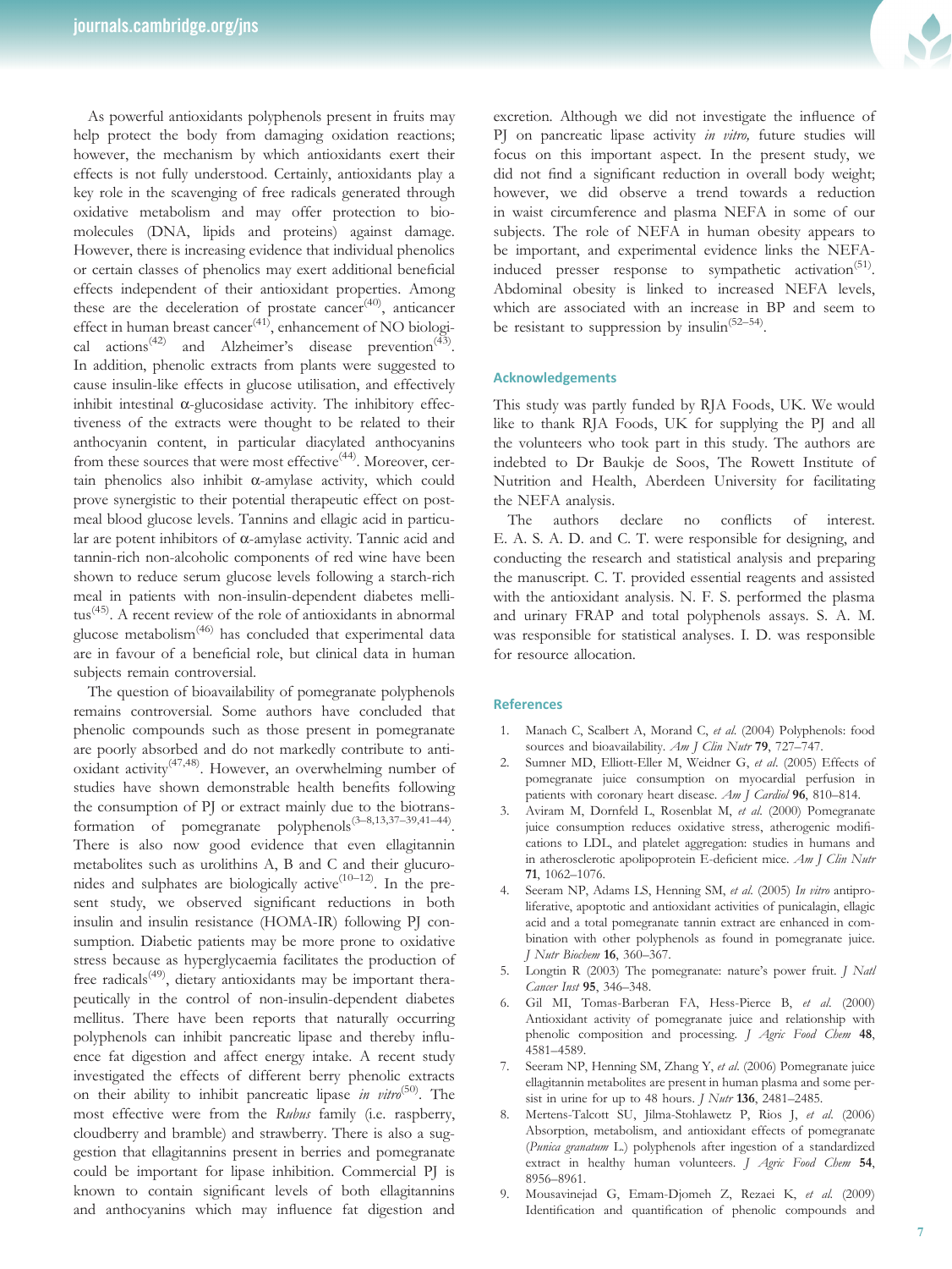As powerful antioxidants polyphenols present in fruits may help protect the body from damaging oxidation reactions; however, the mechanism by which antioxidants exert their effects is not fully understood. Certainly, antioxidants play a key role in the scavenging of free radicals generated through oxidative metabolism and may offer protection to biomolecules (DNA, lipids and proteins) against damage. However, there is increasing evidence that individual phenolics or certain classes of phenolics may exert additional beneficial effects independent of their antioxidant properties. Among these are the deceleration of prostate cancer[40], anticancer effect in human breast cancer[41], enhancement of NO biological actions[42] and Alzheimer's disease prevention[43]. In addition, phenolic extracts from plants were suggested to cause insulin-like effects in glucose utilisation, and effectively inhibit intestinal α-glucosidase activity. The inhibitory effectiveness of the extracts were thought to be related to their anthocyanin content, in particular diacylated anthocyanins from these sources that were most effective[44]. Moreover, certain phenolics also inhibit α-amylase activity, which could prove synergistic to their potential therapeutic effect on post-meal blood glucose levels. Tannins and ellagic acid in particular are potent inhibitors of α-amylase activity. Tannic acid and tannin-rich non-alcoholic components of red wine have been shown to reduce serum glucose levels following a starch-rich meal in patients with non-insulin-dependent diabetes mellitus[45]. A recent review of the role of antioxidants in abnormal glucose metabolism[46] has concluded that experimental data are in favour of a beneficial role, but clinical data in human subjects remain controversial.

The question of bioavailability of pomegranate polyphenols remains controversial. Some authors have concluded that phenolic compounds such as those present in pomegranate are poorly absorbed and do not markedly contribute to antioxidant activity[47,48]. However, an overwhelming number of studies have shown demonstrable health benefits following the consumption of PJ or extract mainly due to the biotransformation of pomegranate polyphenols[3–8,13,37–39,41–44]. There is also now good evidence that even ellagitannin metabolites such as urolithins A, B and C and their glucuronides and sulphates are biologically active[10–12]. In the present study, we observed significant reductions in both insulin and insulin resistance (HOMA-IR) following PJ consumption. Diabetic patients may be more prone to oxidative stress because as hyperglycaemia facilitates the production of free radicals[49], dietary antioxidants may be important therapeutically in the control of non-insulin-dependent diabetes mellitus. There have been reports that naturally occurring polyphenols can inhibit pancreatic lipase and thereby influence fat digestion and affect energy intake. A recent study investigated the effects of different berry phenolic extracts on their ability to inhibit pancreatic lipase *in vitro*[50]. The most effective were from the *Rubus* family (i.e. raspberry, cloudberry and bramble) and strawberry. There is also a suggestion that ellagitannins present in berries and pomegranate could be important for lipase inhibition. Commercial PJ is known to contain significant levels of both ellagitannins and anthocyanins which may influence fat digestion and excretion. Although we did not investigate the influence of PJ on pancreatic lipase activity *in vitro,* future studies will focus on this important aspect. In the present study, we did not find a significant reduction in overall body weight; however, we did observe a trend towards a reduction in waist circumference and plasma NEFA in some of our subjects. The role of NEFA in human obesity appears to be important, and experimental evidence links the NEFA-induced presser response to sympathetic activation[51]. Abdominal obesity is linked to increased NEFA levels, which are associated with an increase in BP and seem to be resistant to suppression by insulin[52–54].

## Acknowledgements

This study was partly funded by RJA Foods, UK. We would like to thank RJA Foods, UK for supplying the PJ and all the volunteers who took part in this study. The authors are indebted to Dr Baukje de Soos, The Rowett Institute of Nutrition and Health, Aberdeen University for facilitating the NEFA analysis.

The authors declare no conflicts of interest. E. A. S. A. D. and C. T. were responsible for designing, and conducting the research and statistical analysis and preparing the manuscript. C. T. provided essential reagents and assisted with the antioxidant analysis. N. F. S. performed the plasma and urinary FRAP and total polyphenols assays. S. A. M. was responsible for statistical analyses. I. D. was responsible for resource allocation.

## References

1. Manach C, Scalbert A, Morand C, *et al.* (2004) Polyphenols: food sources and bioavailability. *Am J Clin Nutr* **79**, 727–747.
2. Sumner MD, Elliott-Eller M, Weidner G, *et al.* (2005) Effects of pomegranate juice consumption on myocardial perfusion in patients with coronary heart disease. *Am J Cardiol* **96**, 810–814.
3. Aviram M, Dornfeld L, Rosenblat M, *et al.* (2000) Pomegranate juice consumption reduces oxidative stress, atherogenic modifications to LDL, and platelet aggregation: studies in humans and in atherosclerotic apolipoprotein E-deficient mice. *Am J Clin Nutr* **71**, 1062–1076.
4. Seeram NP, Adams LS, Henning SM, *et al.* (2005) *In vitro* antiproliferative, apoptotic and antioxidant activities of punicalagin, ellagic acid and a total pomegranate tannin extract are enhanced in combination with other polyphenols as found in pomegranate juice. *J Nutr Biochem* **16**, 360–367.
5. Longtin R (2003) The pomegranate: nature's power fruit. *J Natl Cancer Inst* **95**, 346–348.
6. Gil MI, Tomas-Barberan FA, Hess-Pierce B, *et al.* (2000) Antioxidant activity of pomegranate juice and relationship with phenolic composition and processing. *J Agric Food Chem* **48**, 4581–4589.
7. Seeram NP, Henning SM, Zhang Y, *et al.* (2006) Pomegranate juice ellagitannin metabolites are present in human plasma and some persist in urine for up to 48 hours. *J Nutr* **136**, 2481–2485.
8. Mertens-Talcott SU, Jilma-Stohlawetz P, Rios J, *et al.* (2006) Absorption, metabolism, and antioxidant effects of pomegranate (*Punica granatum* L.) polyphenols after ingestion of a standardized extract in healthy human volunteers. *J Agric Food Chem* **54**, 8956–8961.
9. Mousavinejad G, Emam-Djomeh Z, Rezaei K, *et al.* (2009) Identification and quantification of phenolic compounds and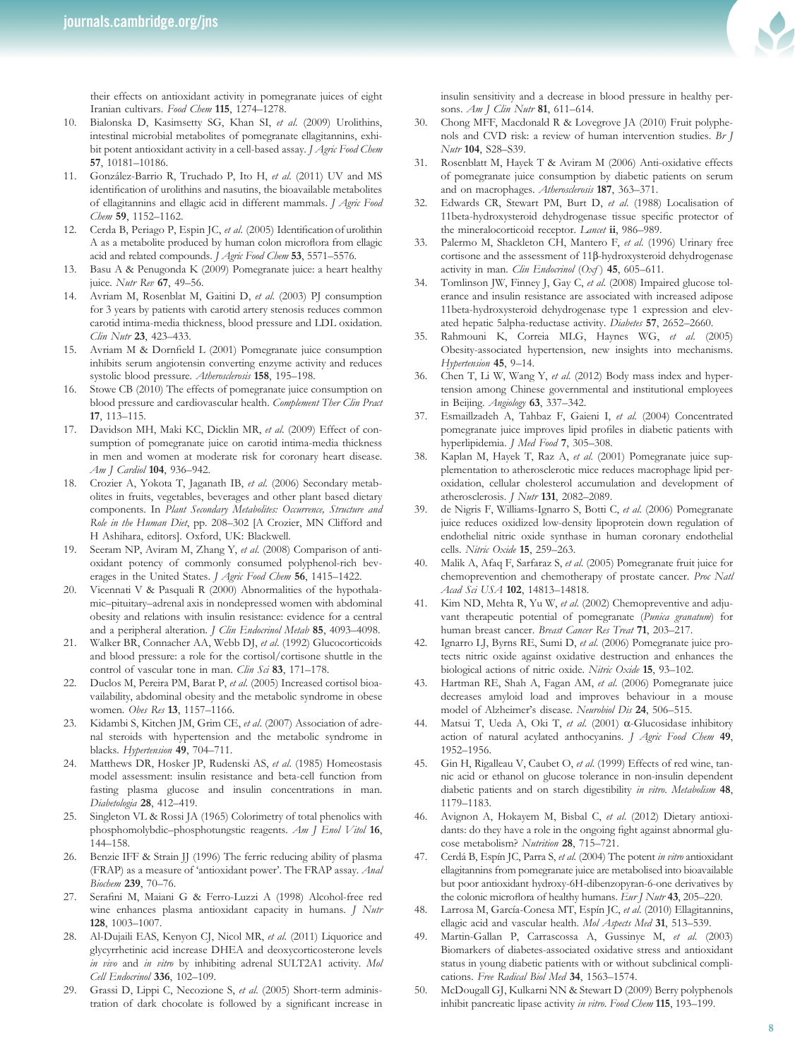their effects on antioxidant activity in pomegranate juices of eight Iranian cultivars. *Food Chem* **115**, 1274–1278.

10. Bialonska D, Kasimsetty SG, Khan SI, *et al.* (2009) Urolithins, intestinal microbial metabolites of pomegranate ellagitannins, exhibit potent antioxidant activity in a cell-based assay. *J Agric Food Chem* **57**, 10181–10186.
11. González-Barrio R, Truchado P, Ito H, *et al.* (2011) UV and MS identification of urolithins and nasutins, the bioavailable metabolites of ellagitannins and ellagic acid in different mammals. *J Agric Food Chem* **59**, 1152–1162.
12. Cerda B, Periago P, Espin JC, *et al*. (2005) Identification of urolithin A as a metabolite produced by human colon microflora from ellagic acid and related compounds. *J Agric Food Chem* **53**, 5571–5576.
13. Basu A & Penugonda K (2009) Pomegranate juice: a heart healthy juice. *Nutr Rev* **67**, 49–56.
14. Avriam M, Rosenblat M, Gaitini D, *et al*. (2003) PJ consumption for 3 years by patients with carotid artery stenosis reduces common carotid intima-media thickness, blood pressure and LDL oxidation. *Clin Nutr* **23**, 423–433.
15. Avriam M & Dornfield L (2001) Pomegranate juice consumption inhibits serum angiotensin converting enzyme activity and reduces systolic blood pressure. *Atherosclerosis* **158**, 195–198.
16. Stowe CB (2010) The effects of pomegranate juice consumption on blood pressure and cardiovascular health. *Complement Ther Clin Pract* **17**, 113–115.
17. Davidson MH, Maki KC, Dicklin MR, *et al.* (2009) Effect of consumption of pomegranate juice on carotid intima-media thickness in men and women at moderate risk for coronary heart disease. *Am J Cardiol* **104**, 936–942.
18. Crozier A, Yokota T, Jaganath IB, *et al.* (2006) Secondary metabolites in fruits, vegetables, beverages and other plant based dietary components. In *Plant Secondary Metabolites: Occurrence, Structure and Role in the Human Diet*, pp. 208–302 [A Crozier, MN Clifford and H Ashihara, editors]. Oxford, UK: Blackwell.
19. Seeram NP, Aviram M, Zhang Y, *et al.* (2008) Comparison of antioxidant potency of commonly consumed polyphenol-rich beverages in the United States. *J Agric Food Chem* **56**, 1415–1422.
20. Vicennati V & Pasquali R (2000) Abnormalities of the hypothalamic–pituitary–adrenal axis in nondepressed women with abdominal obesity and relations with insulin resistance: evidence for a central and a peripheral alteration. *J Clin Endocrinol Metab* **85**, 4093–4098.
21. Walker BR, Connacher AA, Webb DJ, *et al.* (1992) Glucocorticoids and blood pressure: a role for the cortisol/cortisone shuttle in the control of vascular tone in man. *Clin Sci* **83**, 171–178.
22. Duclos M, Pereira PM, Barat P, *et al.* (2005) Increased cortisol bioavailability, abdominal obesity and the metabolic syndrome in obese women. *Obes Res* **13**, 1157–1166.
23. Kidambi S, Kitchen JM, Grim CE, *et al.* (2007) Association of adrenal steroids with hypertension and the metabolic syndrome in blacks. *Hypertension* **49**, 704–711.
24. Matthews DR, Hosker JP, Rudenski AS, *et al.* (1985) Homeostasis model assessment: insulin resistance and beta-cell function from fasting plasma glucose and insulin concentrations in man. *Diabetologia* **28**, 412–419.
25. Singleton VL & Rossi JA (1965) Colorimetry of total phenolics with phosphomolybdic–phosphotungstic reagents. *Am J Enol Vitol* **16**, 144–158.
26. Benzie IFF & Strain JJ (1996) The ferric reducing ability of plasma (FRAP) as a measure of 'antioxidant power'. The FRAP assay. *Anal Biochem* **239**, 70–76.
27. Serafini M, Maiani G & Ferro-Luzzi A (1998) Alcohol-free red wine enhances plasma antioxidant capacity in humans. *J Nutr* **128**, 1003–1007.
28. Al-Dujaili EAS, Kenyon CJ, Nicol MR, *et al.* (2011) Liquorice and glycyrrhetinic acid increase DHEA and deoxycorticosterone levels *in vivo* and *in vitro* by inhibiting adrenal SULT2A1 activity. *Mol Cell Endocrinol* **336**, 102–109.
29. Grassi D, Lippi C, Necozione S, *et al.* (2005) Short-term administration of dark chocolate is followed by a significant increase in insulin sensitivity and a decrease in blood pressure in healthy persons. *Am J Clin Nutr* **81**, 611–614.
30. Chong MFF, Macdonald R & Lovegrove JA (2010) Fruit polyphenols and CVD risk: a review of human intervention studies. *Br J Nutr* **104**, S28–S39.
31. Rosenblatt M, Hayek T & Aviram M (2006) Anti-oxidative effects of pomegranate juice consumption by diabetic patients on serum and on macrophages. *Atherosclerosis* **187**, 363–371.
32. Edwards CR, Stewart PM, Burt D, *et al.* (1988) Localisation of 11beta-hydroxysteroid dehydrogenase tissue specific protector of the mineralocorticoid receptor. *Lancet* **ii**, 986–989.
33. Palermo M, Shackleton CH, Mantero F, *et al.* (1996) Urinary free cortisone and the assessment of 11β-hydroxysteroid dehydrogenase activity in man. *Clin Endocrinol (Oxf)* **45**, 605–611.
34. Tomlinson JW, Finney J, Gay C, *et al.* (2008) Impaired glucose tolerance and insulin resistance are associated with increased adipose 11beta-hydroxysteroid dehydrogenase type 1 expression and elevated hepatic 5alpha-reductase activity. *Diabetes* **57**, 2652–2660.
35. Rahmouni K, Correia MLG, Haynes WG, *et al.* (2005) Obesity-associated hypertension, new insights into mechanisms. *Hypertension* **45**, 9–14.
36. Chen T, Li W, Wang Y, *et al.* (2012) Body mass index and hypertension among Chinese governmental and institutional employees in Beijing. *Angiology* **63**, 337–342.
37. Esmaillzadeh A, Tahbaz F, Gaieni I, *et al.* (2004) Concentrated pomegranate juice improves lipid profiles in diabetic patients with hyperlipidemia. *J Med Food* **7**, 305–308.
38. Kaplan M, Hayek T, Raz A, *et al.* (2001) Pomegranate juice supplementation to atherosclerotic mice reduces macrophage lipid peroxidation, cellular cholesterol accumulation and development of atherosclerosis. *J Nutr* **131**, 2082–2089.
39. de Nigris F, Williams-Ignarro S, Botti C, *et al.* (2006) Pomegranate juice reduces oxidized low-density lipoprotein down regulation of endothelial nitric oxide synthase in human coronary endothelial cells. *Nitric Oxide* **15**, 259–263.
40. Malik A, Afaq F, Sarfaraz S, *et al.* (2005) Pomegranate fruit juice for chemoprevention and chemotherapy of prostate cancer. *Proc Natl Acad Sci USA* **102**, 14813–14818.
41. Kim ND, Mehta R, Yu W, *et al.* (2002) Chemopreventive and adjuvant therapeutic potential of pomegranate (*Punica granatum*) for human breast cancer. *Breast Cancer Res Treat* **71**, 203–217.
42. Ignarro LJ, Byrns RE, Sumi D, *et al.* (2006) Pomegranate juice protects nitric oxide against oxidative destruction and enhances the biological actions of nitric oxide. *Nitric Oxide* **15**, 93–102.
43. Hartman RE, Shah A, Fagan AM, *et al.* (2006) Pomegranate juice decreases amyloid load and improves behaviour in a mouse model of Alzheimer's disease. *Neurobiol Dis* **24**, 506–515.
44. Matsui T, Ueda A, Oki T, *et al.* (2001) α-Glucosidase inhibitory action of natural acylated anthocyanins. *J Agric Food Chem* **49**, 1952–1956.
45. Gin H, Rigalleau V, Caubet O, *et al.* (1999) Effects of red wine, tannic acid or ethanol on glucose tolerance in non-insulin dependent diabetic patients and on starch digestibility *in vitro*. *Metabolism* **48**, 1179–1183.
46. Avignon A, Hokayem M, Bisbal C, *et al.* (2012) Dietary antioxidants: do they have a role in the ongoing fight against abnormal glucose metabolism? *Nutrition* **28**, 715–721.
47. Cerdá B, Espín JC, Parra S, *et al.* (2004) The potent *in vitro* antioxidant ellagitannins from pomegranate juice are metabolised into bioavailable but poor antioxidant hydroxy-6H-dibenzopyran-6-one derivatives by the colonic microflora of healthy humans. *Eur J Nutr* **43**, 205–220.
48. Larrosa M, García-Conesa MT, Espín JC, *et al.* (2010) Ellagitannins, ellagic acid and vascular health. *Mol Aspects Med* **31**, 513–539.
49. Martin-Gallan P, Carrascossa A, Gussinye M, *et al.* (2003) Biomarkers of diabetes-associated oxidative stress and antioxidant status in young diabetic patients with or without subclinical complications. *Free Radical Biol Med* **34**, 1563–1574.
50. McDougall GJ, Kulkarni NN & Stewart D (2009) Berry polyphenols inhibit pancreatic lipase activity *in vitro*. *Food Chem* **115**, 193–199.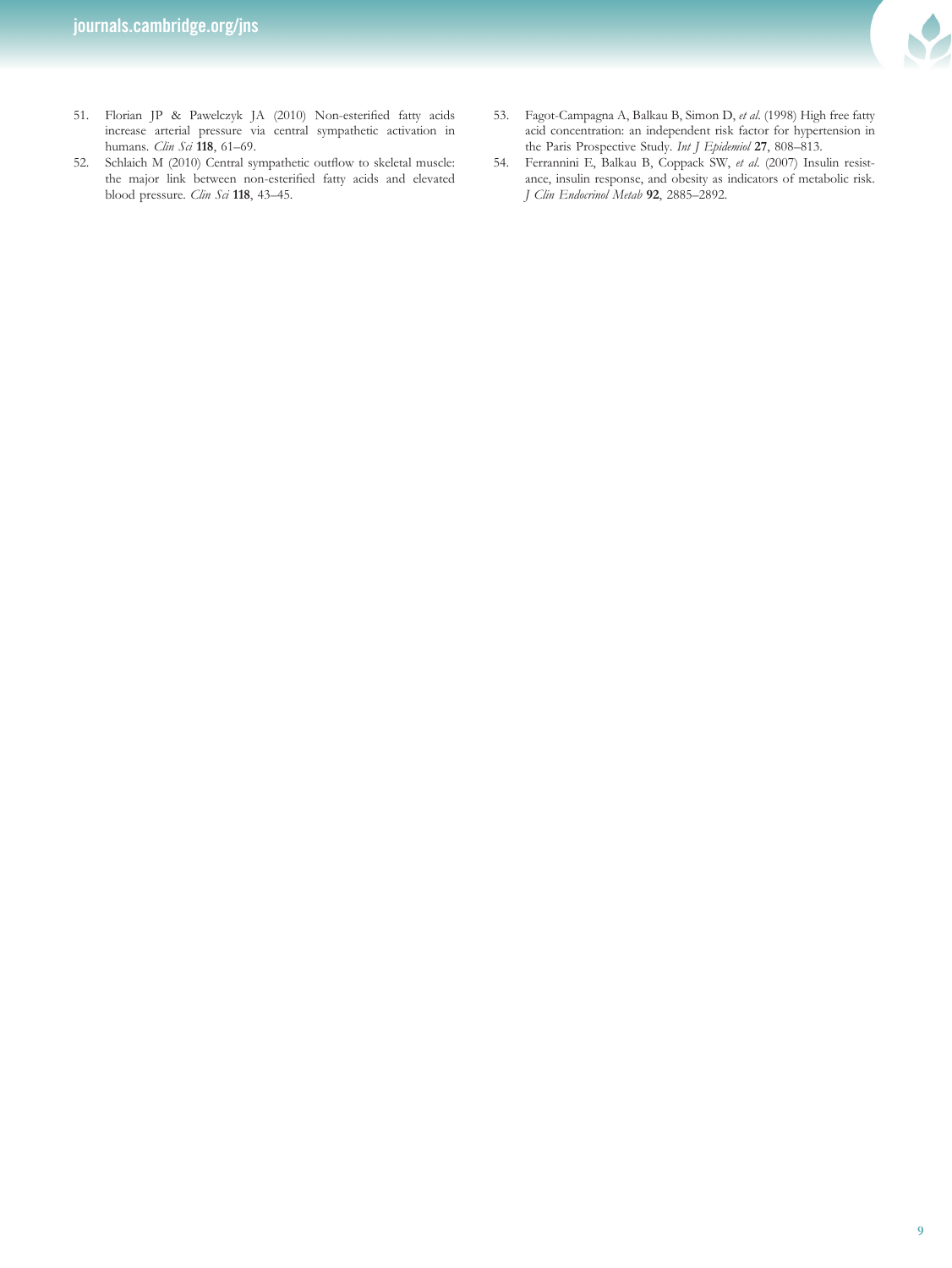51. Florian JP & Pawelczyk JA (2010) Non-esterified fatty acids increase arterial pressure via central sympathetic activation in humans. *Clin Sci* **118**, 61–69.
52. Schlaich M (2010) Central sympathetic outflow to skeletal muscle: the major link between non-esterified fatty acids and elevated blood pressure. *Clin Sci* **118**, 43–45.
53. Fagot-Campagna A, Balkau B, Simon D, *et al.* (1998) High free fatty acid concentration: an independent risk factor for hypertension in the Paris Prospective Study. *Int J Epidemiol* **27**, 808–813.
54. Ferrannini E, Balkau B, Coppack SW, *et al.* (2007) Insulin resistance, insulin response, and obesity as indicators of metabolic risk. *J Clin Endocrinol Metab* **92**, 2885–2892.